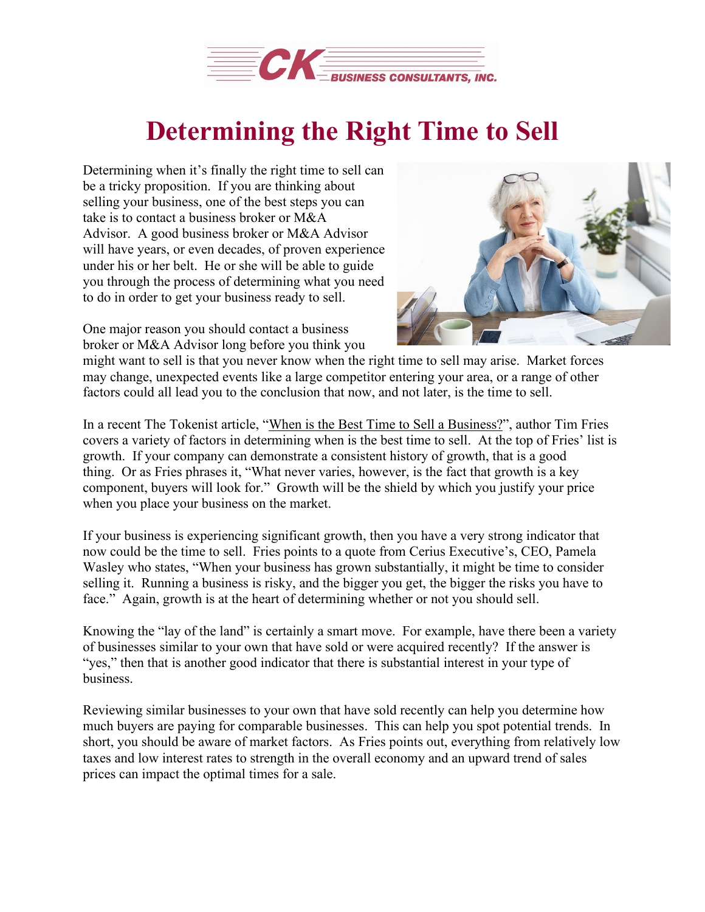# Determining the Right Time to Sell

Determining when it's finally the right time to sell can be a tricky proposition. If you are thinking about selling your business, one of the best steps you can take is to contact a business broker or M&A Advisor. A good business broker or M&A Advisor will have years, or even decades, of proven experience under his or her belt. He or she will be able to guide you through the process of determining what you need to do in order to get your business ready to sell.

One major reason you should contact a business broker or M&A Advisor long before you think you might want to sell is that you never know when the right time to sell may arise. Market forces may change, unexpected events like a large competitor entering your area, or a range of other factors could all lead you to the conclusion that now, and not later, is the time to sell.

In a recent The Tokenist article, "When is the Best Time to Sell a Business?", author Tim Fries covers a variety of factors in determining when is the best time to sell. At the top of Fries' list is growth. If your company can demonstrate a consistent history of growth, that is a good thing. Or as Fries phrases it, "What never varies, however, is the fact that growth is a key component, buyers will look for." Growth will be the shield by which you justify your price when you place your business on the market.

If your business is experiencing significant growth, then you have a very strong indicator that now could be the time to sell. Fries points to a quote from Cerius Executive's, CEO, Pamela Wasley who states, "When your business has grown substantially, it might be time to consider selling it. Running a business is risky, and the bigger you get, the bigger the risks you have to face." Again, growth is at the heart of determining whether or not you should sell.

Knowing the "lay of the land" is certainly a smart move. For example, have there been a variety of businesses similar to your own that have sold or were acquired recently? If the answer is "yes," then that is another good indicator that there is substantial interest in your type of business.

Reviewing similar businesses to your own that have sold recently can help you determine how much buyers are paying for comparable businesses. This can help you spot potential trends. In short, you should be aware of market factors. As Fries points out, everything from relatively low taxes and low interest rates to strength in the overall economy and an upward trend of sales prices can impact the optimal times for a sale.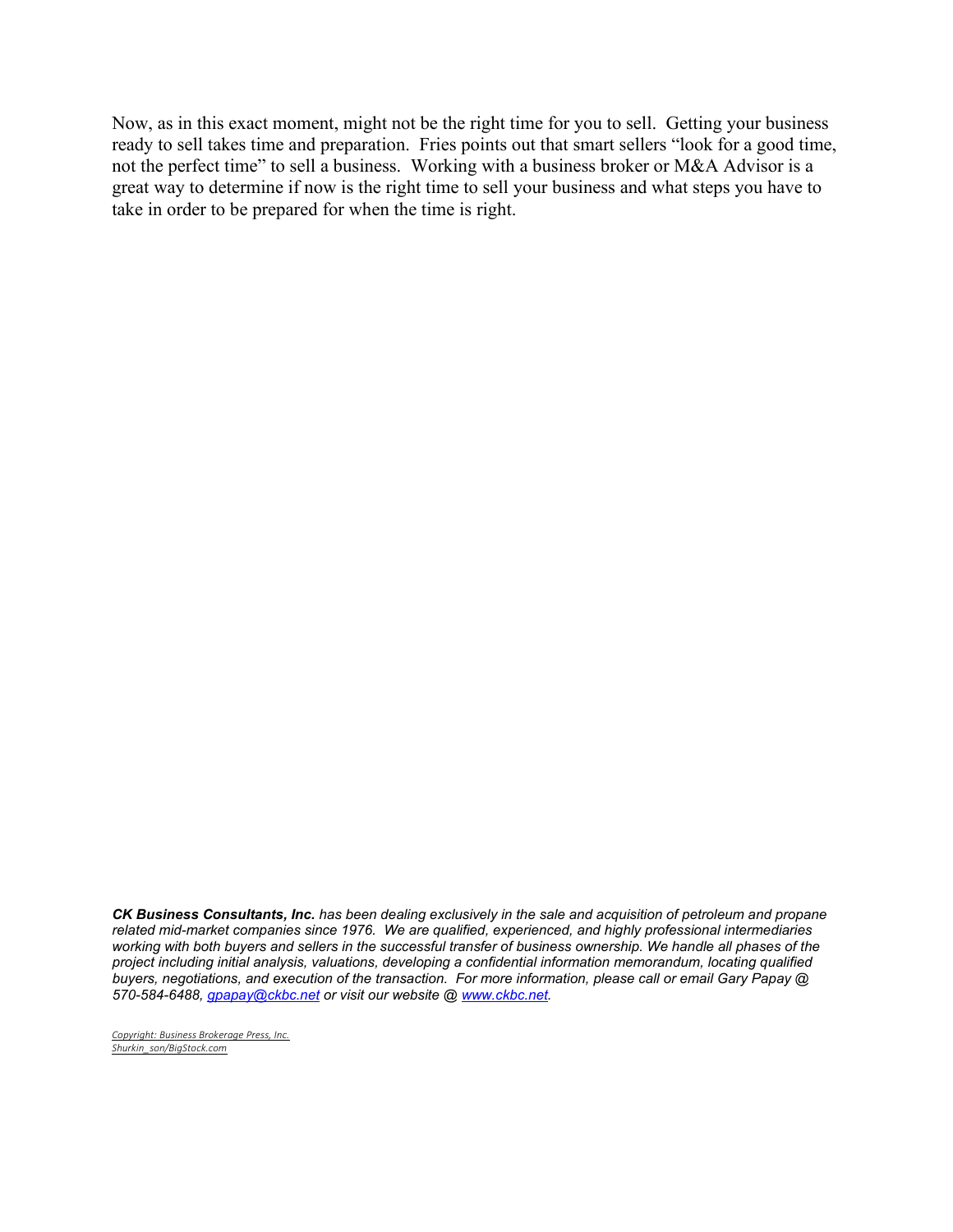Now, as in this exact moment, might not be the right time for you to sell. Getting your business ready to sell takes time and preparation. Fries points out that smart sellers "look for a good time, not the perfect time" to sell a business. Working with a business broker or M&A Advisor is a great way to determine if now is the right time to sell your business and what steps you have to take in order to be prepared for when the time is right.

***CK Business Consultants, Inc.*** *has been dealing exclusively in the sale and acquisition of petroleum and propane related mid-market companies since 1976. We are qualified, experienced, and highly professional intermediaries working with both buyers and sellers in the successful transfer of business ownership. We handle all phases of the project including initial analysis, valuations, developing a confidential information memorandum, locating qualified buyers, negotiations, and execution of the transaction. For more information, please call or email Gary Papay @ 570-584-6488, [gpapay@ckbc.net](mailto:gpapay@ckbc.net) or visit our website @ [www.ckbc.net](http://www.ckbc.net).*

*Copyright: Business Brokerage Press, Inc.*
*Shurkin_son/BigStock.com*